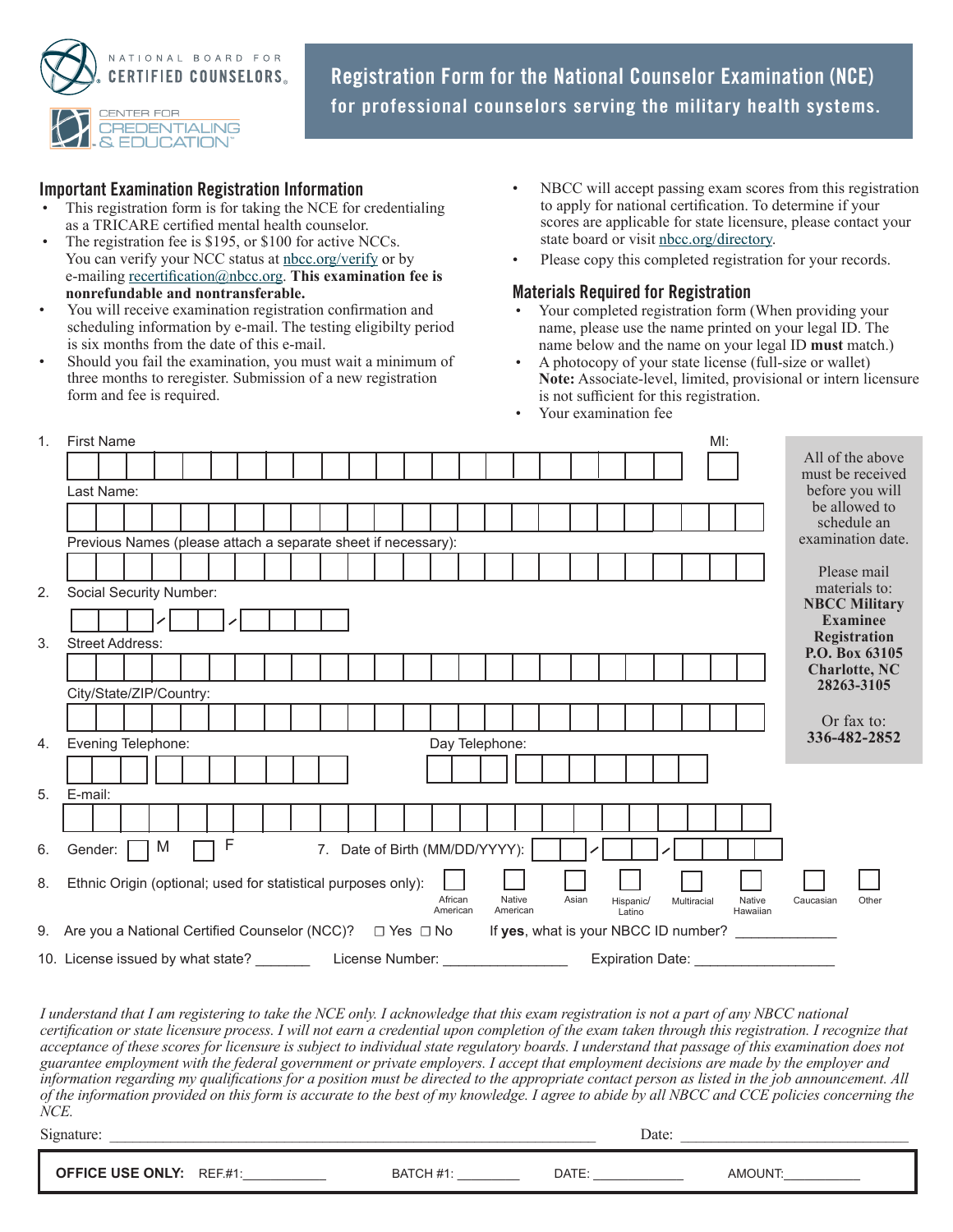NATIONAL BOARD FOR CERTIFIED COUNSELORS

CENTER FOR CREDENTIALING & EDUCATION

# Registration Form for the National Counselor Examination (NCE) for professional counselors serving the military health systems.

## Important Examination Registration Information

- This registration form is for taking the NCE for credentialing as a TRICARE certified mental health counselor.
- The registration fee is $195, or $100 for active NCCs. You can verify your NCC status at nbcc.org/verify or by e-mailing recertification@nbcc.org. **This examination fee is nonrefundable and nontransferable.**
- You will receive examination registration confirmation and scheduling information by e-mail. The testing eligibilty period is six months from the date of this e-mail.
- Should you fail the examination, you must wait a minimum of three months to reregister. Submission of a new registration form and fee is required.
- NBCC will accept passing exam scores from this registration to apply for national certification. To determine if your scores are applicable for state licensure, please contact your state board or visit nbcc.org/directory.
- Please copy this completed registration for your records.

## Materials Required for Registration

- Your completed registration form (When providing your name, please use the name printed on your legal ID. The name below and the name on your legal ID **must** match.)
- A photocopy of your state license (full-size or wallet) **Note:** Associate-level, limited, provisional or intern licensure is not sufficient for this registration.
- Your examination fee

All of the above must be received before you will be allowed to schedule an examination date.

Please mail materials to:
**NBCC Military Examinee Registration**
**P.O. Box 63105**
**Charlotte, NC 28263-3105**

Or fax to:
**336-482-2852**

1. First Name ____________________ MI: ____

   Last Name: ____________________

   Previous Names (please attach a separate sheet if necessary): ____________________

2. Social Security Number: ___ / __ / ____

3. Street Address: ____________________

   City/State/ZIP/Country: ____________________

4. Evening Telephone: ____________________ Day Telephone: ____________________

5. E-mail: ____________________

6. Gender: ☐ M ☐ F

7. Date of Birth (MM/DD/YYYY): __ / __ / ____

8. Ethnic Origin (optional; used for statistical purposes only): ☐ African American ☐ Native American ☐ Asian ☐ Hispanic/Latino ☐ Multiracial ☐ Native Hawaiian ☐ Caucasian ☐ Other

9. Are you a National Certified Counselor (NCC)? ☐ Yes ☐ No If **yes**, what is your NBCC ID number? ____________

10. License issued by what state? _______ License Number: _______________ Expiration Date: _________________

*I understand that I am registering to take the NCE only. I acknowledge that this exam registration is not a part of any NBCC national certification or state licensure process. I will not earn a credential upon completion of the exam taken through this registration. I recognize that acceptance of these scores for licensure is subject to individual state regulatory boards. I understand that passage of this examination does not guarantee employment with the federal government or private employers. I accept that employment decisions are made by the employer and information regarding my qualifications for a position must be directed to the appropriate contact person as listed in the job announcement. All of the information provided on this form is accurate to the best of my knowledge. I agree to abide by all NBCC and CCE policies concerning the NCE.*

Signature: ____________________________________________ Date: ________________________

**OFFICE USE ONLY:** REF.#1: ___________ BATCH #1: ________ DATE: ____________ AMOUNT: __________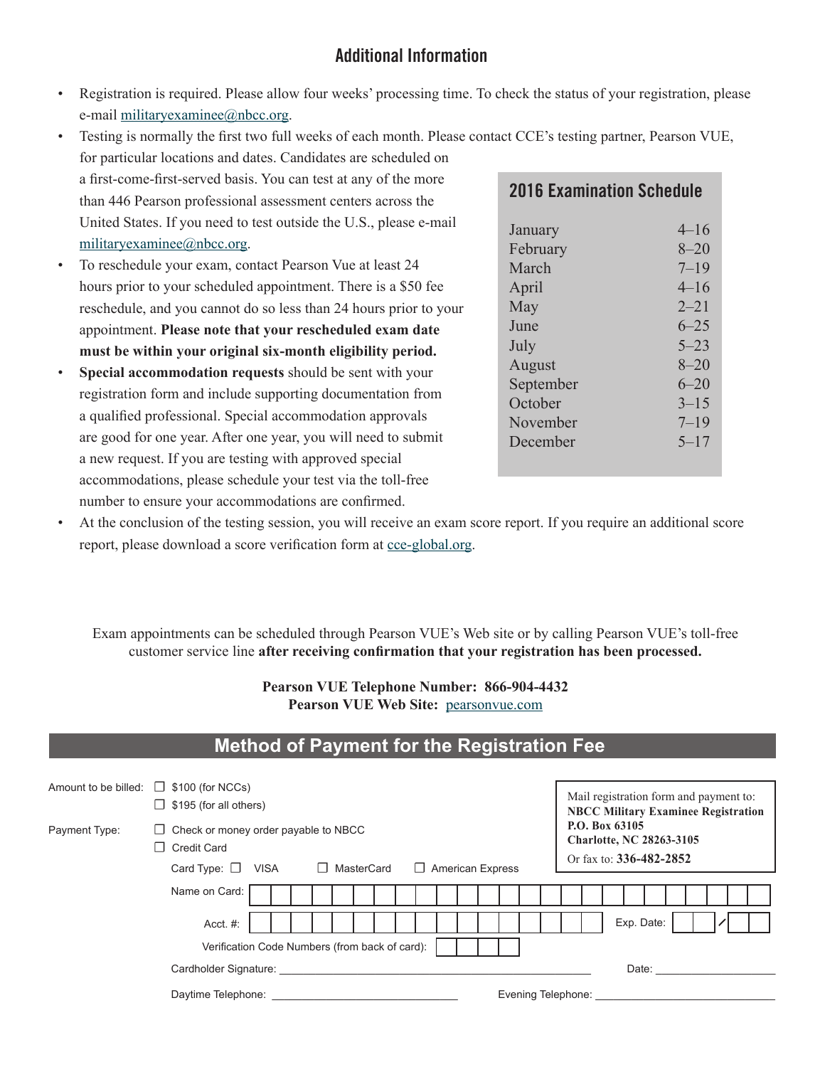## Additional Information

- Registration is required. Please allow four weeks' processing time. To check the status of your registration, please e-mail militaryexaminee@nbcc.org.
- Testing is normally the first two full weeks of each month. Please contact CCE's testing partner, Pearson VUE, for particular locations and dates. Candidates are scheduled on a first-come-first-served basis. You can test at any of the more than 446 Pearson professional assessment centers across the United States. If you need to test outside the U.S., please e-mail militaryexaminee@nbcc.org.
- To reschedule your exam, contact Pearson Vue at least 24 hours prior to your scheduled appointment. There is a $50 fee reschedule, and you cannot do so less than 24 hours prior to your appointment. **Please note that your rescheduled exam date must be within your original six-month eligibility period.**
- **Special accommodation requests** should be sent with your registration form and include supporting documentation from a qualified professional. Special accommodation approvals are good for one year. After one year, you will need to submit a new request. If you are testing with approved special accommodations, please schedule your test via the toll-free number to ensure your accommodations are confirmed.
- At the conclusion of the testing session, you will receive an exam score report. If you require an additional score report, please download a score verification form at cce-global.org.

### 2016 Examination Schedule

| | |
|---|---|
| January | 4–16 |
| February | 8–20 |
| March | 7–19 |
| April | 4–16 |
| May | 2–21 |
| June | 6–25 |
| July | 5–23 |
| August | 8–20 |
| September | 6–20 |
| October | 3–15 |
| November | 7–19 |
| December | 5–17 |

Exam appointments can be scheduled through Pearson VUE's Web site or by calling Pearson VUE's toll-free customer service line **after receiving confirmation that your registration has been processed.**

**Pearson VUE Telephone Number: 866-904-4432**
**Pearson VUE Web Site:** pearsonvue.com

## Method of Payment for the Registration Fee

Amount to be billed: ☐ $100 (for NCCs) ☐ $195 (for all others)

Payment Type: ☐ Check or money order payable to NBCC ☐ Credit Card

Card Type: ☐ VISA ☐ MasterCard ☐ American Express

Name on Card: \_\_\_\_\_\_\_\_\_\_\_\_\_\_\_\_\_\_\_\_

Acct. #: \_\_\_\_\_\_\_\_\_\_\_\_\_\_\_\_\_\_\_\_ Exp. Date: \_\_\_ / \_\_\_

Verification Code Numbers (from back of card): \_\_\_\_\_\_\_\_

Cardholder Signature: \_\_\_\_\_\_\_\_\_\_\_\_\_\_\_\_\_\_\_\_ Date: \_\_\_\_\_\_\_\_\_\_

Daytime Telephone: \_\_\_\_\_\_\_\_\_\_\_\_\_\_\_\_\_\_\_\_ Evening Telephone: \_\_\_\_\_\_\_\_\_\_\_\_\_\_\_\_\_\_\_\_

Mail registration form and payment to:
**NBCC Military Examinee Registration**
**P.O. Box 63105**
**Charlotte, NC 28263-3105**
Or fax to: **336-482-2852**